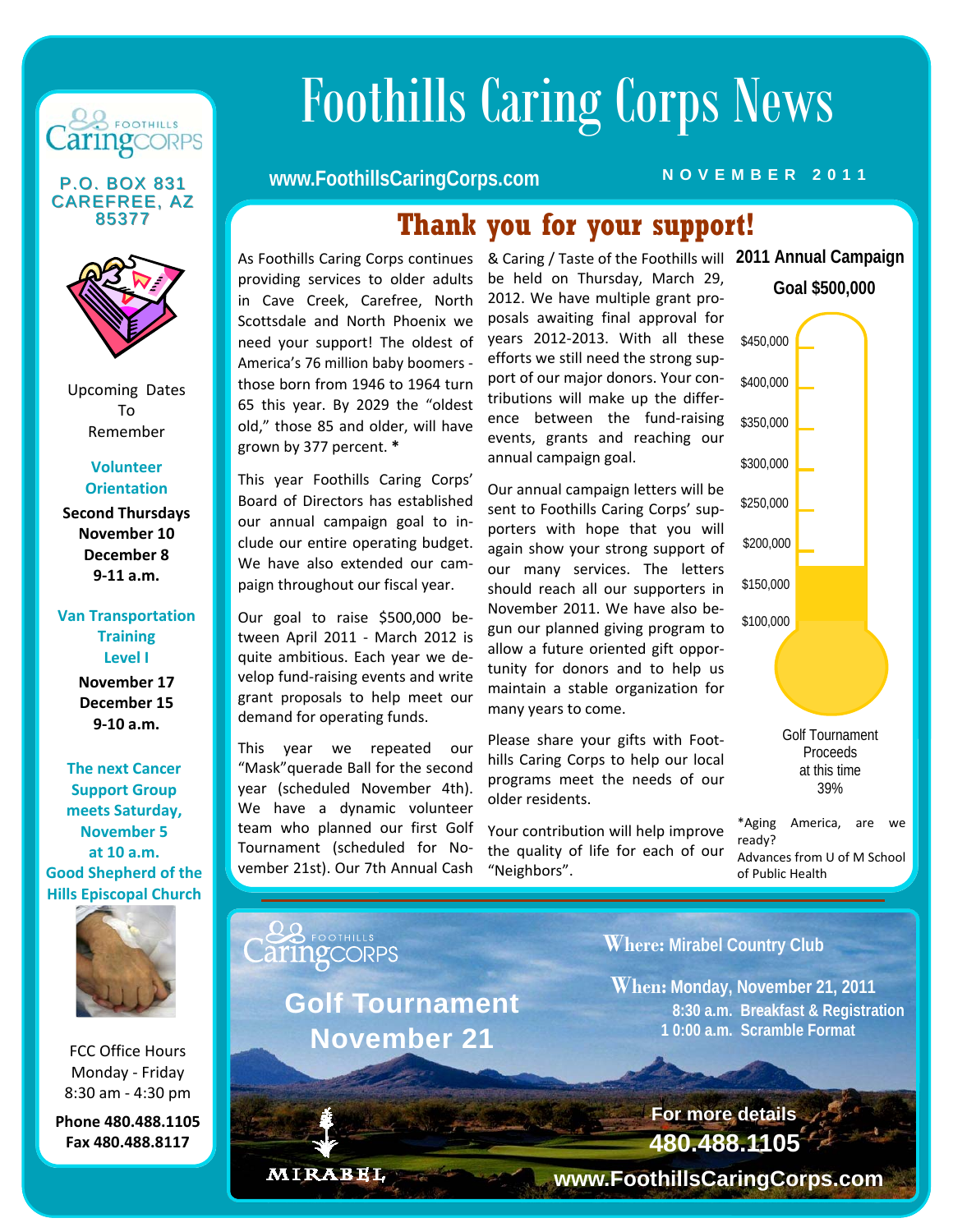# Foothills Caring Corps News

www.FoothillsCaringCorps.com

NOVEMBER 2011

FOOTHILLS CaringCORPS

P.O. BOX 831
CAREFREE, AZ
85377

Upcoming Dates To Remember

**Volunteer Orientation**

**Second Thursdays**
**November 10**
**December 8**
**9-11 a.m.**

**Van Transportation Training Level I**

**November 17**
**December 15**
**9-10 a.m.**

**The next Cancer Support Group meets Saturday, November 5 at 10 a.m. Good Shepherd of the Hills Episcopal Church**

FCC Office Hours
Monday - Friday
8:30 am - 4:30 pm

**Phone 480.488.1105**
**Fax 480.488.8117**

## Thank you for your support!

As Foothills Caring Corps continues providing services to older adults in Cave Creek, Carefree, North Scottsdale and North Phoenix we need your support! The oldest of America's 76 million baby boomers - those born from 1946 to 1964 turn 65 this year. By 2029 the "oldest old," those 85 and older, will have grown by 377 percent. *

This year Foothills Caring Corps' Board of Directors has established our annual campaign goal to include our entire operating budget. We have also extended our campaign throughout our fiscal year.

Our goal to raise $500,000 between April 2011 - March 2012 is quite ambitious. Each year we develop fund-raising events and write grant proposals to help meet our demand for operating funds.

This year we repeated our "Mask"querade Ball for the second year (scheduled November 4th). We have a dynamic volunteer team who planned our first Golf Tournament (scheduled for November 21st). Our 7th Annual Cash & Caring / Taste of the Foothills will be held on Thursday, March 29, 2012. We have multiple grant proposals awaiting final approval for years 2012-2013. With all these efforts we still need the strong support of our major donors. Your contributions will make up the difference between the fund-raising events, grants and reaching our annual campaign goal.

Our annual campaign letters will be sent to Foothills Caring Corps' supporters with hope that you will again show your strong support of our many services. The letters should reach all our supporters in November 2011. We have also begun our planned giving program to allow a future oriented gift opportunity for donors and to help us maintain a stable organization for many years to come.

Please share your gifts with Foothills Caring Corps to help our local programs meet the needs of our older residents.

Your contribution will help improve the quality of life for each of our "Neighbors".

**2011 Annual Campaign**
**Goal $500,000**

$450,000
$400,000
$350,000
$300,000
$250,000
$200,000
$150,000
$100,000

Golf Tournament Proceeds at this time 39%

*Aging America, are we ready?
Advances from U of M School of Public Health

---

FOOTHILLS CaringCORPS

**Golf Tournament**
**November 21**

**Where: Mirabel Country Club**

**When: Monday, November 21, 2011**
**8:30 a.m. Breakfast & Registration**
**10:00 a.m. Scramble Format**

**For more details**
**480.488.1105**
**www.FoothillsCaringCorps.com**

MIRABEL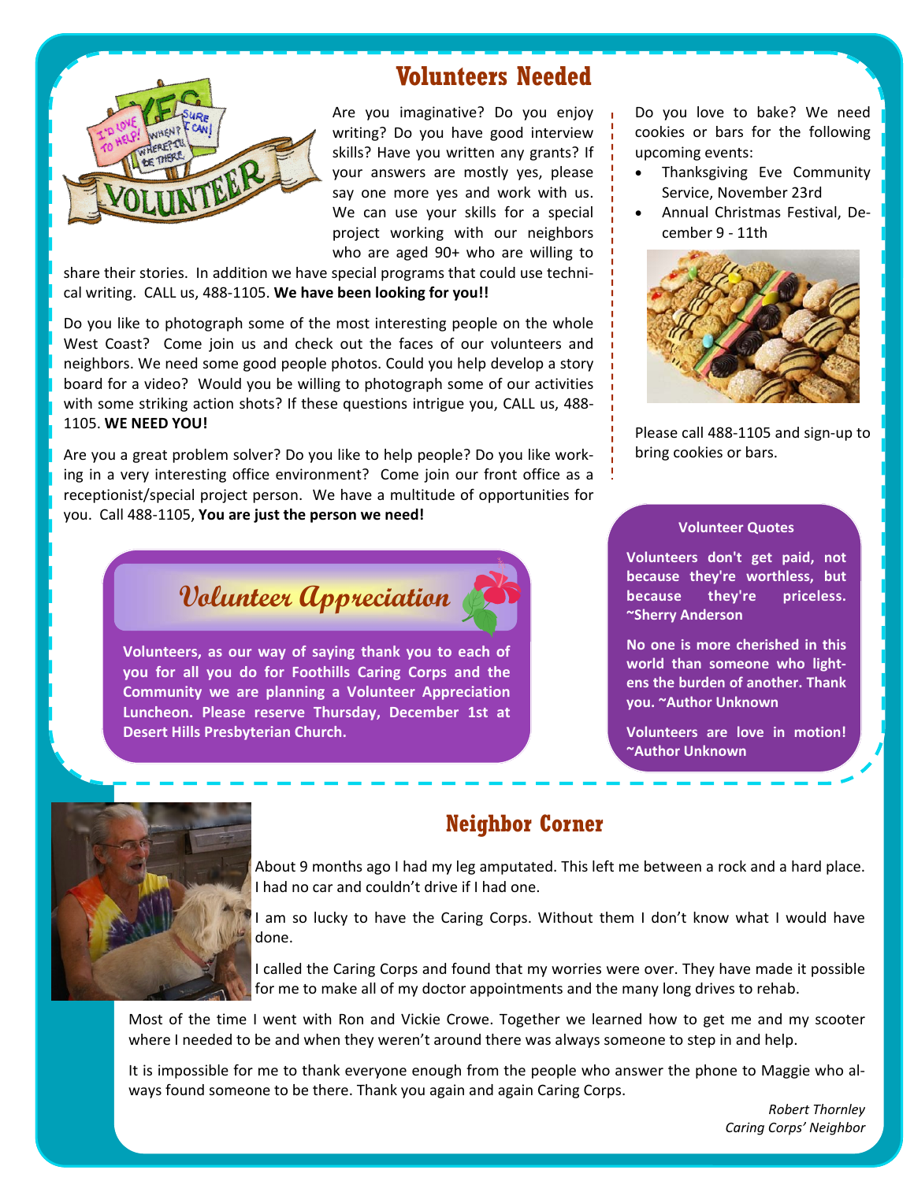## Volunteers Needed

Are you imaginative? Do you enjoy writing? Do you have good interview skills? Have you written any grants? If your answers are mostly yes, please say one more yes and work with us. We can use your skills for a special project working with our neighbors who are aged 90+ who are willing to share their stories. In addition we have special programs that could use technical writing. CALL us, 488-1105. **We have been looking for you!!**

Do you like to photograph some of the most interesting people on the whole West Coast? Come join us and check out the faces of our volunteers and neighbors. We need some good people photos. Could you help develop a story board for a video? Would you be willing to photograph some of our activities with some striking action shots? If these questions intrigue you, CALL us, 488-1105. **WE NEED YOU!**

Are you a great problem solver? Do you like to help people? Do you like working in a very interesting office environment? Come join our front office as a receptionist/special project person. We have a multitude of opportunities for you. Call 488-1105, **You are just the person we need!**

Do you love to bake? We need cookies or bars for the following upcoming events:

- Thanksgiving Eve Community Service, November 23rd
- Annual Christmas Festival, December 9 - 11th

Please call 488-1105 and sign-up to bring cookies or bars.

### Volunteer Appreciation

**Volunteers, as our way of saying thank you to each of you for all you do for Foothills Caring Corps and the Community we are planning a Volunteer Appreciation Luncheon. Please reserve Thursday, December 1st at Desert Hills Presbyterian Church.**

### Volunteer Quotes

**Volunteers don't get paid, not because they're worthless, but because they're priceless. ~Sherry Anderson**

**No one is more cherished in this world than someone who lightens the burden of another. Thank you. ~Author Unknown**

**Volunteers are love in motion! ~Author Unknown**

## Neighbor Corner

About 9 months ago I had my leg amputated. This left me between a rock and a hard place. I had no car and couldn't drive if I had one.

I am so lucky to have the Caring Corps. Without them I don't know what I would have done.

I called the Caring Corps and found that my worries were over. They have made it possible for me to make all of my doctor appointments and the many long drives to rehab.

Most of the time I went with Ron and Vickie Crowe. Together we learned how to get me and my scooter where I needed to be and when they weren't around there was always someone to step in and help.

It is impossible for me to thank everyone enough from the people who answer the phone to Maggie who always found someone to be there. Thank you again and again Caring Corps.

*Robert Thornley*
*Caring Corps' Neighbor*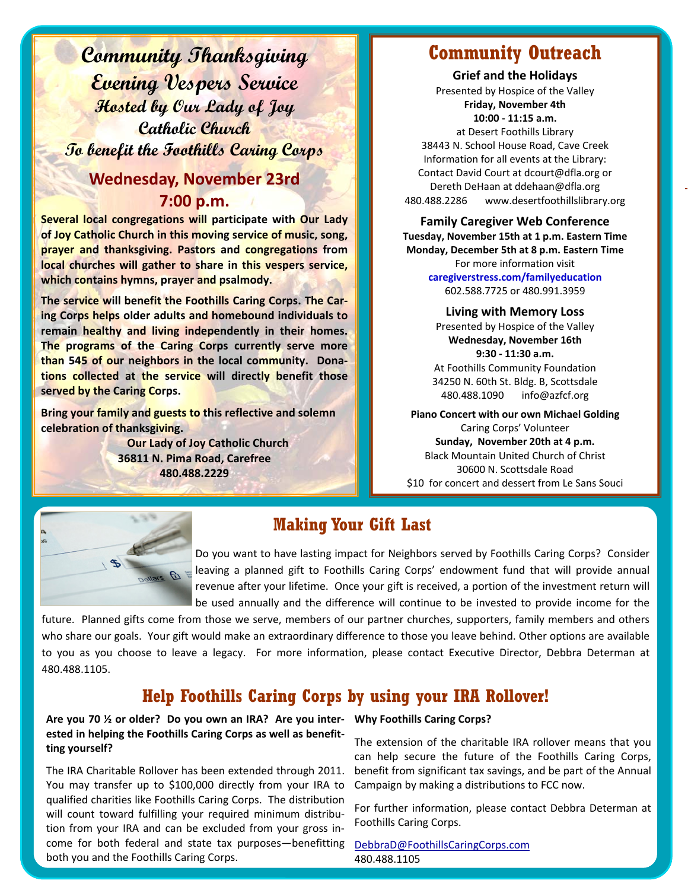## Community Thanksgiving Evening Vespers Service

### Hosted by Our Lady of Joy Catholic Church

### To benefit the Foothills Caring Corps

### Wednesday, November 23rd 7:00 p.m.

**Several local congregations will participate with Our Lady of Joy Catholic Church in this moving service of music, song, prayer and thanksgiving. Pastors and congregations from local churches will gather to share in this vespers service, which contains hymns, prayer and psalmody.**

**The service will benefit the Foothills Caring Corps. The Caring Corps helps older adults and homebound individuals to remain healthy and living independently in their homes. The programs of the Caring Corps currently serve more than 545 of our neighbors in the local community. Donations collected at the service will directly benefit those served by the Caring Corps.**

**Bring your family and guests to this reflective and solemn celebration of thanksgiving.**

**Our Lady of Joy Catholic Church**
**36811 N. Pima Road, Carefree**
**480.488.2229**

## Community Outreach

**Grief and the Holidays**
Presented by Hospice of the Valley
**Friday, November 4th**
**10:00 - 11:15 a.m.**
at Desert Foothills Library
38443 N. School House Road, Cave Creek
Information for all events at the Library:
Contact David Court at dcourt@dfla.org or
Dereth DeHaan at ddehaan@dfla.org
480.488.2286 www.desertfoothillslibrary.org

**Family Caregiver Web Conference**
**Tuesday, November 15th at 1 p.m. Eastern Time**
**Monday, December 5th at 8 p.m. Eastern Time**
For more information visit
**caregiverstress.com/familyeducation**
602.588.7725 or 480.991.3959

**Living with Memory Loss**
Presented by Hospice of the Valley
**Wednesday, November 16th**
**9:30 - 11:30 a.m.**
At Foothills Community Foundation
34250 N. 60th St. Bldg. B, Scottsdale
480.488.1090 info@azfcf.org

**Piano Concert with our own Michael Golding**
Caring Corps' Volunteer
**Sunday, November 20th at 4 p.m.**
Black Mountain United Church of Christ
30600 N. Scottsdale Road
$10 for concert and dessert from Le Sans Souci

## Making Your Gift Last

Do you want to have lasting impact for Neighbors served by Foothills Caring Corps? Consider leaving a planned gift to Foothills Caring Corps' endowment fund that will provide annual revenue after your lifetime. Once your gift is received, a portion of the investment return will be used annually and the difference will continue to be invested to provide income for the future. Planned gifts come from those we serve, members of our partner churches, supporters, family members and others who share our goals. Your gift would make an extraordinary difference to those you leave behind. Other options are available to you as you choose to leave a legacy. For more information, please contact Executive Director, Debbra Determan at 480.488.1105.

## Help Foothills Caring Corps by using your IRA Rollover!

**Are you 70 ½ or older? Do you own an IRA? Are you interested in helping the Foothills Caring Corps as well as benefitting yourself?**

The IRA Charitable Rollover has been extended through 2011. You may transfer up to $100,000 directly from your IRA to qualified charities like Foothills Caring Corps. The distribution will count toward fulfilling your required minimum distribution from your IRA and can be excluded from your gross income for both federal and state tax purposes—benefitting both you and the Foothills Caring Corps.

**Why Foothills Caring Corps?**

The extension of the charitable IRA rollover means that you can help secure the future of the Foothills Caring Corps, benefit from significant tax savings, and be part of the Annual Campaign by making a distributions to FCC now.

For further information, please contact Debbra Determan at Foothills Caring Corps.

DebbraD@FoothillsCaringCorps.com
480.488.1105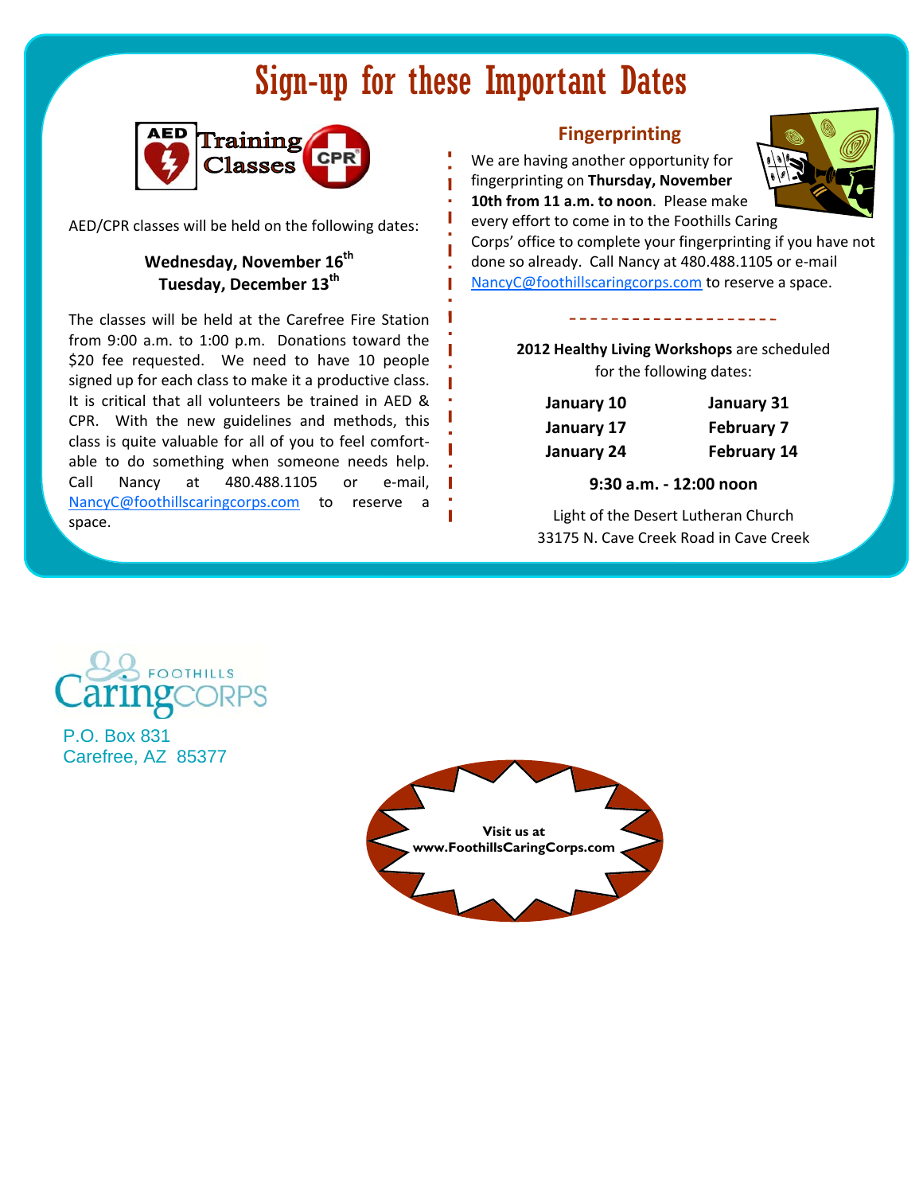# Sign-up for these Important Dates

AED Training Classes CPR

AED/CPR classes will be held on the following dates:

**Wednesday, November 16th**
**Tuesday, December 13th**

The classes will be held at the Carefree Fire Station from 9:00 a.m. to 1:00 p.m. Donations toward the $20 fee requested. We need to have 10 people signed up for each class to make it a productive class. It is critical that all volunteers be trained in AED & CPR. With the new guidelines and methods, this class is quite valuable for all of you to feel comfortable to do something when someone needs help. Call Nancy at 480.488.1105 or e-mail, NancyC@foothillscaringcorps.com to reserve a space.

## Fingerprinting

We are having another opportunity for fingerprinting on **Thursday, November 10th from 11 a.m. to noon**. Please make every effort to come in to the Foothills Caring Corps' office to complete your fingerprinting if you have not done so already. Call Nancy at 480.488.1105 or e-mail NancyC@foothillscaringcorps.com to reserve a space.

---

**2012 Healthy Living Workshops** are scheduled for the following dates:

| | |
|---|---|
| **January 10** | **January 31** |
| **January 17** | **February 7** |
| **January 24** | **February 14** |

**9:30 a.m. - 12:00 noon**

Light of the Desert Lutheran Church
33175 N. Cave Creek Road in Cave Creek

Foothills Caring Corps
P.O. Box 831
Carefree, AZ 85377

**Visit us at www.FoothillsCaringCorps.com**